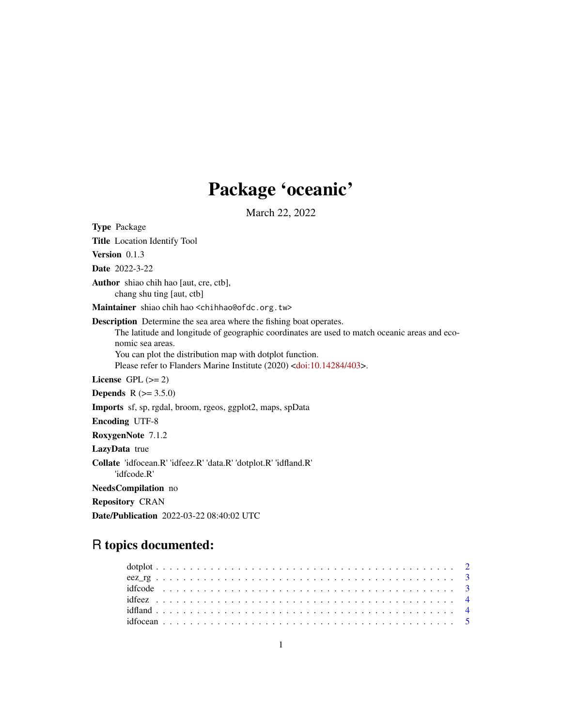# Package 'oceanic'

March 22, 2022

**Type** Package

**Title** Location Identify Tool

**Version** 0.1.3

**Date** 2022-3-22

**Author** shiao chih hao [aut, cre, ctb],  
chang shu ting [aut, ctb]

**Maintainer** shiao chih hao <chihhao@ofdc.org.tw>

**Description** Determine the sea area where the fishing boat operates.  
The latitude and longitude of geographic coordinates are used to match oceanic areas and economic sea areas.  
You can plot the distribution map with dotplot function.  
Please refer to Flanders Marine Institute (2020) <doi:10.14284/403>.

**License** GPL (>= 2)

**Depends** R (>= 3.5.0)

**Imports** sf, sp, rgdal, broom, rgeos, ggplot2, maps, spData

**Encoding** UTF-8

**RoxygenNote** 7.1.2

**LazyData** true

**Collate** 'idfocean.R' 'idfeez.R' 'data.R' 'dotplot.R' 'idfland.R'  
'idfcode.R'

**NeedsCompilation** no

**Repository** CRAN

**Date/Publication** 2022-03-22 08:40:02 UTC

## R topics documented:

- dotplot . . . . . . . . . . . . . . . . . . . . . . . . . . . . . . . . . . . . . . . . . . 2
- eez_rg . . . . . . . . . . . . . . . . . . . . . . . . . . . . . . . . . . . . . . . . . . 3
- idfcode . . . . . . . . . . . . . . . . . . . . . . . . . . . . . . . . . . . . . . . . . . 3
- idfeez . . . . . . . . . . . . . . . . . . . . . . . . . . . . . . . . . . . . . . . . . . 4
- idfland . . . . . . . . . . . . . . . . . . . . . . . . . . . . . . . . . . . . . . . . . . 4
- idfocean . . . . . . . . . . . . . . . . . . . . . . . . . . . . . . . . . . . . . . . . . . 5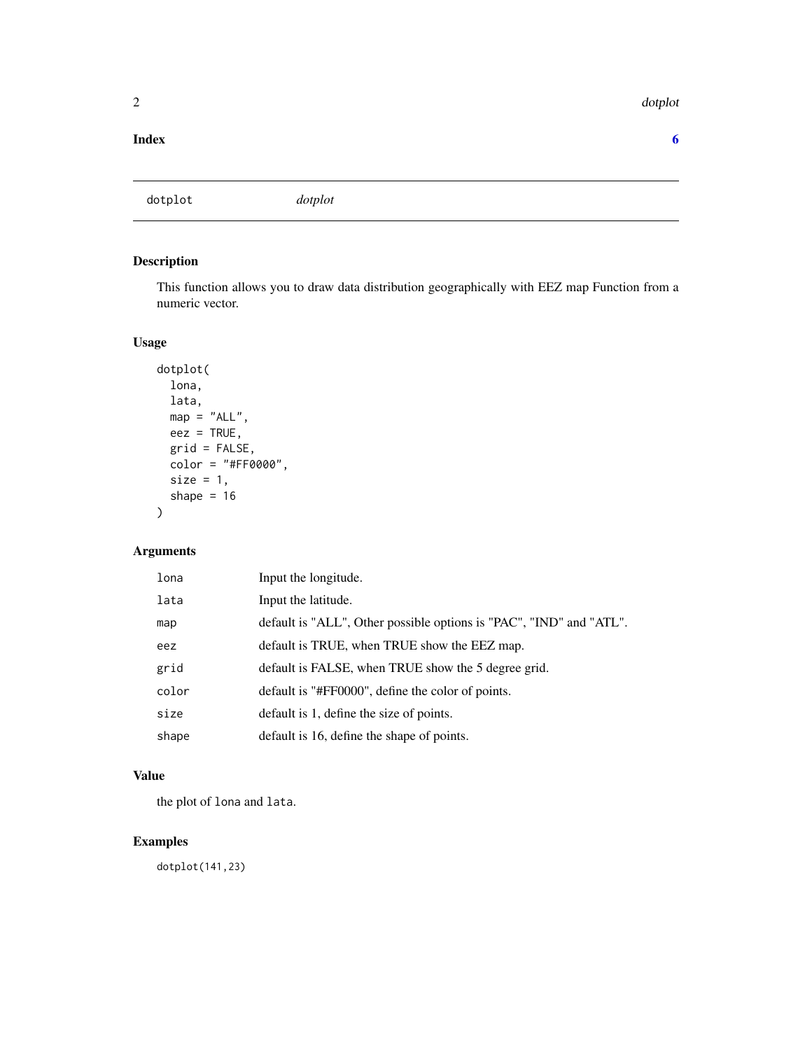**Index** 6

---

`dotplot` *dotplot*

---

## Description

This function allows you to draw data distribution geographically with EEZ map Function from a numeric vector.

## Usage

```
dotplot(
  lona,
  lata,
  map = "ALL",
  eez = TRUE,
  grid = FALSE,
  color = "#FF0000",
  size = 1,
  shape = 16
)
```

## Arguments

| | |
|---|---|
| `lona` | Input the longitude. |
| `lata` | Input the latitude. |
| `map` | default is "ALL", Other possible options is "PAC", "IND" and "ATL". |
| `eez` | default is TRUE, when TRUE show the EEZ map. |
| `grid` | default is FALSE, when TRUE show the 5 degree grid. |
| `color` | default is "#FF0000", define the color of points. |
| `size` | default is 1, define the size of points. |
| `shape` | default is 16, define the shape of points. |

## Value

the plot of `lona` and `lata`.

## Examples

```
dotplot(141,23)
```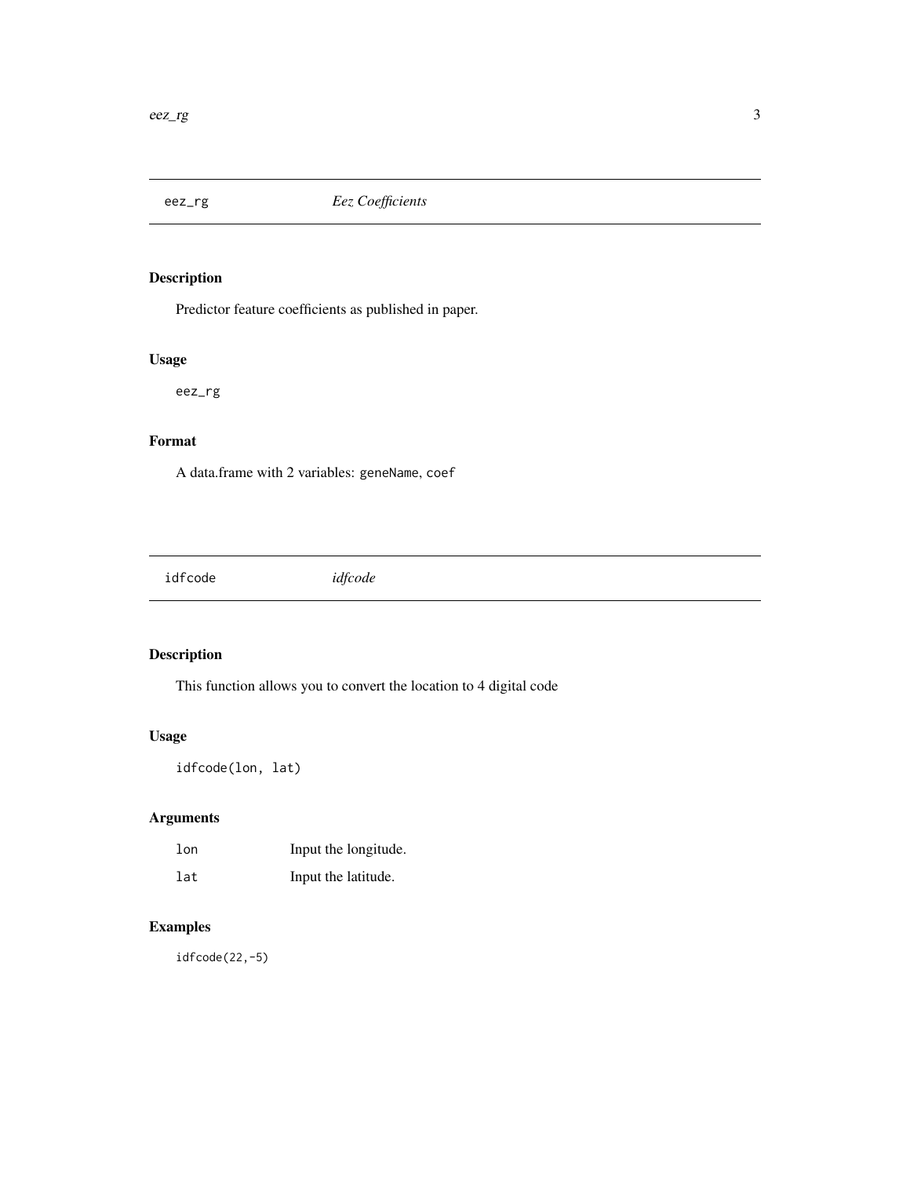## eez_rg *Eez Coefficients*

### Description

Predictor feature coefficients as published in paper.

### Usage

```
eez_rg
```

### Format

A data.frame with 2 variables: `geneName`, `coef`

## idfcode *idfcode*

### Description

This function allows you to convert the location to 4 digital code

### Usage

```
idfcode(lon, lat)
```

### Arguments

| | |
|---|---|
| `lon` | Input the longitude. |
| `lat` | Input the latitude. |

### Examples

```
idfcode(22,-5)
```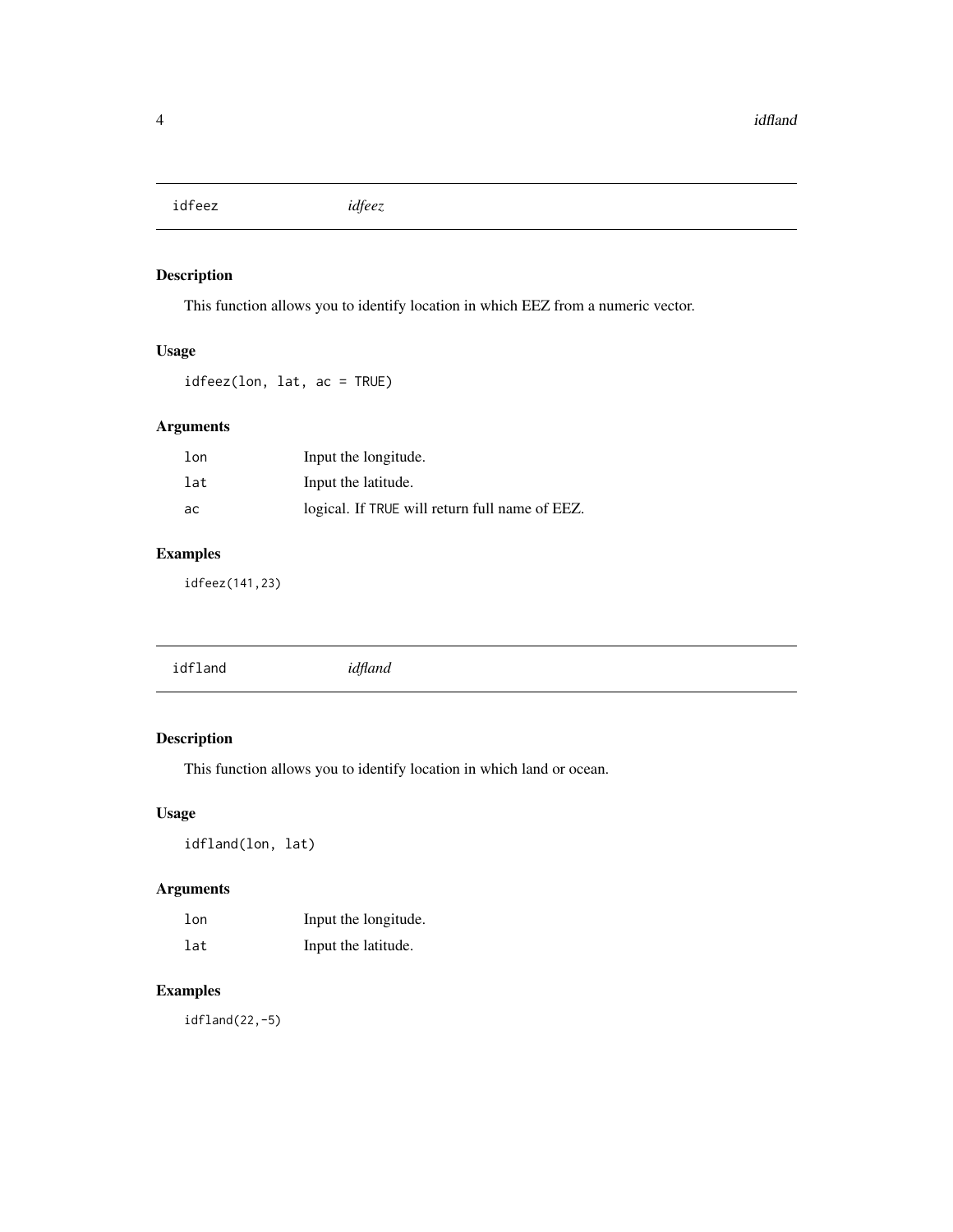## idfeez *idfeez*

### Description

This function allows you to identify location in which EEZ from a numeric vector.

### Usage

```
idfeez(lon, lat, ac = TRUE)
```

### Arguments

| | |
|---|---|
| lon | Input the longitude. |
| lat | Input the latitude. |
| ac | logical. If TRUE will return full name of EEZ. |

### Examples

```
idfeez(141,23)
```

## idfland *idfland*

### Description

This function allows you to identify location in which land or ocean.

### Usage

```
idfland(lon, lat)
```

### Arguments

| | |
|---|---|
| lon | Input the longitude. |
| lat | Input the latitude. |

### Examples

```
idfland(22,-5)
```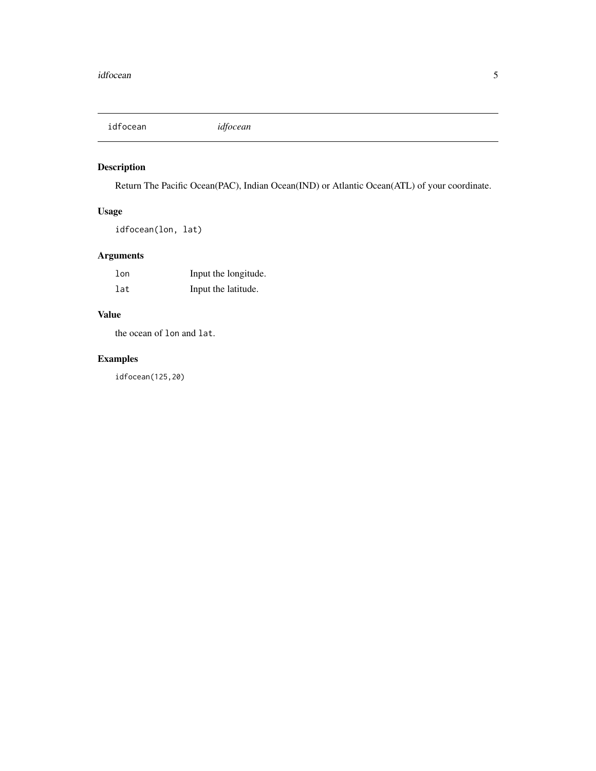idfocean *idfocean*

## Description

Return The Pacific Ocean(PAC), Indian Ocean(IND) or Atlantic Ocean(ATL) of your coordinate.

## Usage

```
idfocean(lon, lat)
```

## Arguments

| | |
|---|---|
| `lon` | Input the longitude. |
| `lat` | Input the latitude. |

## Value

the ocean of `lon` and `lat`.

## Examples

```
idfocean(125,20)
```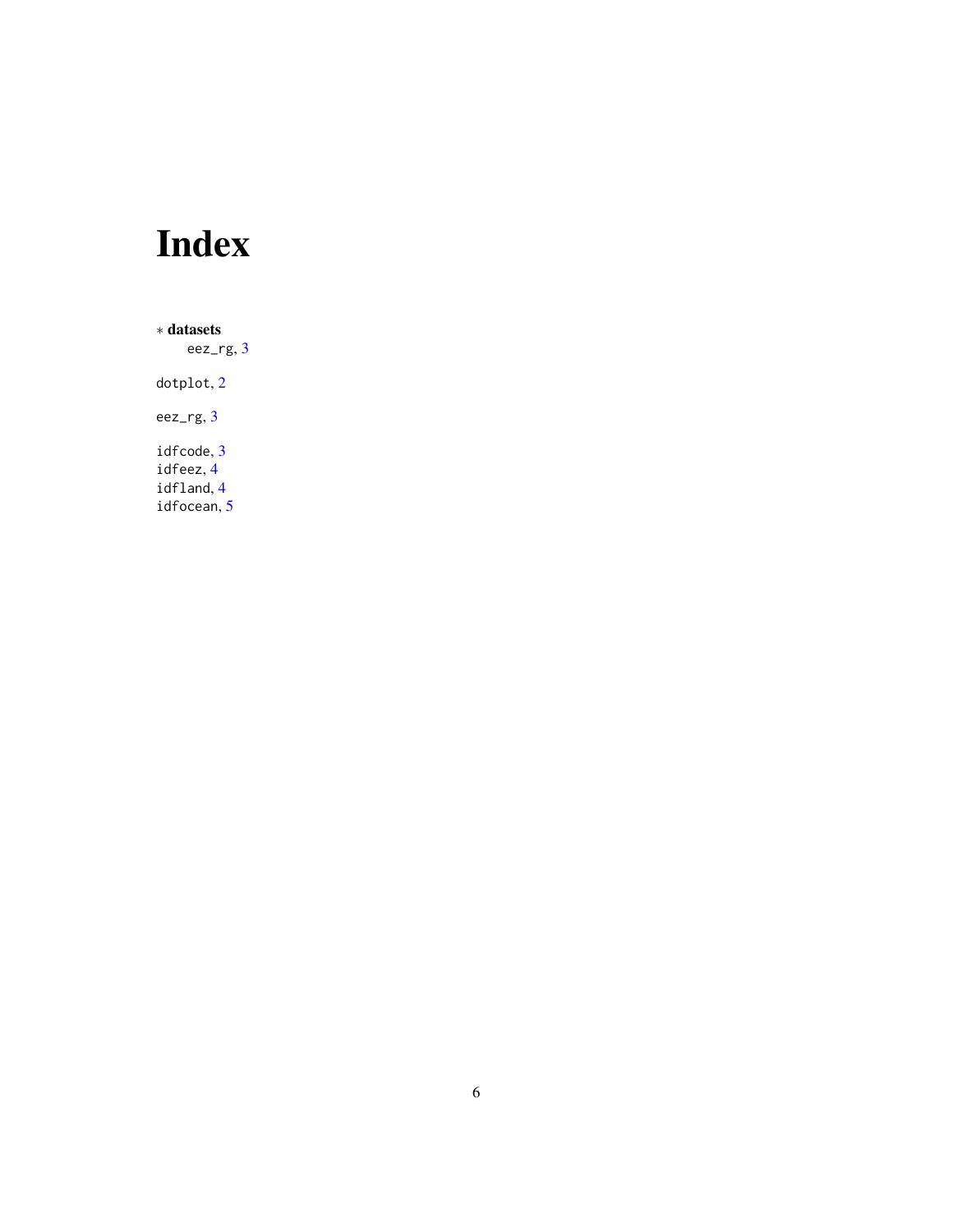# Index

∗ **datasets**
    eez_rg, 3

dotplot, 2

eez_rg, 3

idfcode, 3
idfeez, 4
idfland, 4
idfocean, 5